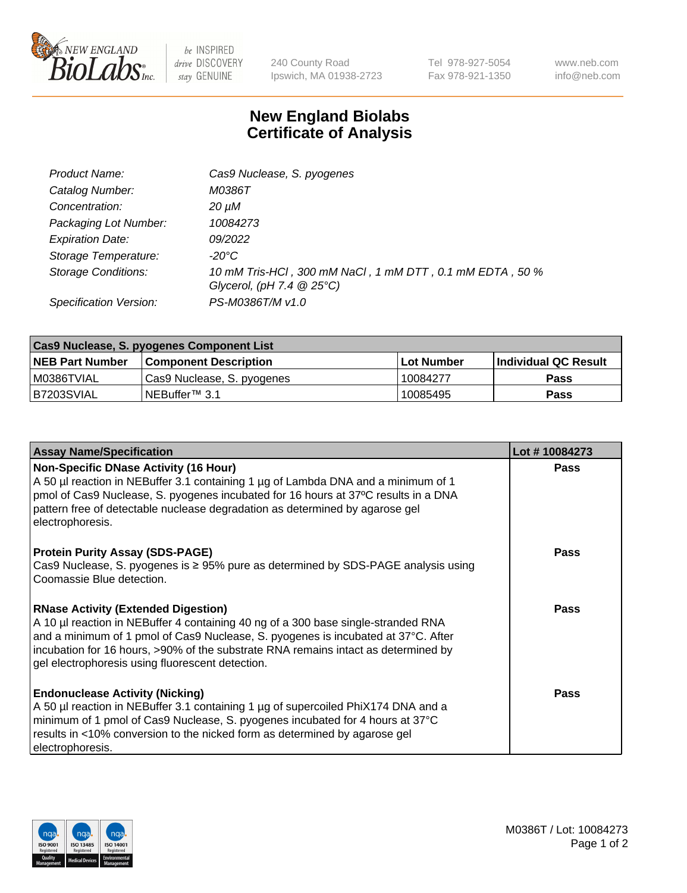# New England Biolabs
# Certificate of Analysis

| | |
|---|---|
| *Product Name:* | *Cas9 Nuclease, S. pyogenes* |
| *Catalog Number:* | *M0386T* |
| *Concentration:* | *20 µM* |
| *Packaging Lot Number:* | *10084273* |
| *Expiration Date:* | *09/2022* |
| *Storage Temperature:* | *-20°C* |
| *Storage Conditions:* | *10 mM Tris-HCl , 300 mM NaCl , 1 mM DTT , 0.1 mM EDTA , 50 % Glycerol, (pH 7.4 @ 25°C)* |
| *Specification Version:* | *PS-M0386T/M v1.0* |

| Cas9 Nuclease, S. pyogenes Component List | | | |
|---|---|---|---|
| **NEB Part Number** | **Component Description** | **Lot Number** | **Individual QC Result** |
| M0386TVIAL | Cas9 Nuclease, S. pyogenes | 10084277 | **Pass** |
| B7203SVIAL | NEBuffer™ 3.1 | 10085495 | **Pass** |

| Assay Name/Specification | Lot # 10084273 |
|---|---|
| **Non-Specific DNase Activity (16 Hour)**<br>A 50 µl reaction in NEBuffer 3.1 containing 1 µg of Lambda DNA and a minimum of 1 pmol of Cas9 Nuclease, S. pyogenes incubated for 16 hours at 37ºC results in a DNA pattern free of detectable nuclease degradation as determined by agarose gel electrophoresis. | **Pass** |
| **Protein Purity Assay (SDS-PAGE)**<br>Cas9 Nuclease, S. pyogenes is ≥ 95% pure as determined by SDS-PAGE analysis using Coomassie Blue detection. | **Pass** |
| **RNase Activity (Extended Digestion)**<br>A 10 µl reaction in NEBuffer 4 containing 40 ng of a 300 base single-stranded RNA and a minimum of 1 pmol of Cas9 Nuclease, S. pyogenes is incubated at 37°C. After incubation for 16 hours, >90% of the substrate RNA remains intact as determined by gel electrophoresis using fluorescent detection. | **Pass** |
| **Endonuclease Activity (Nicking)**<br>A 50 µl reaction in NEBuffer 3.1 containing 1 µg of supercoiled PhiX174 DNA and a minimum of 1 pmol of Cas9 Nuclease, S. pyogenes incubated for 4 hours at 37°C results in <10% conversion to the nicked form as determined by agarose gel electrophoresis. | **Pass** |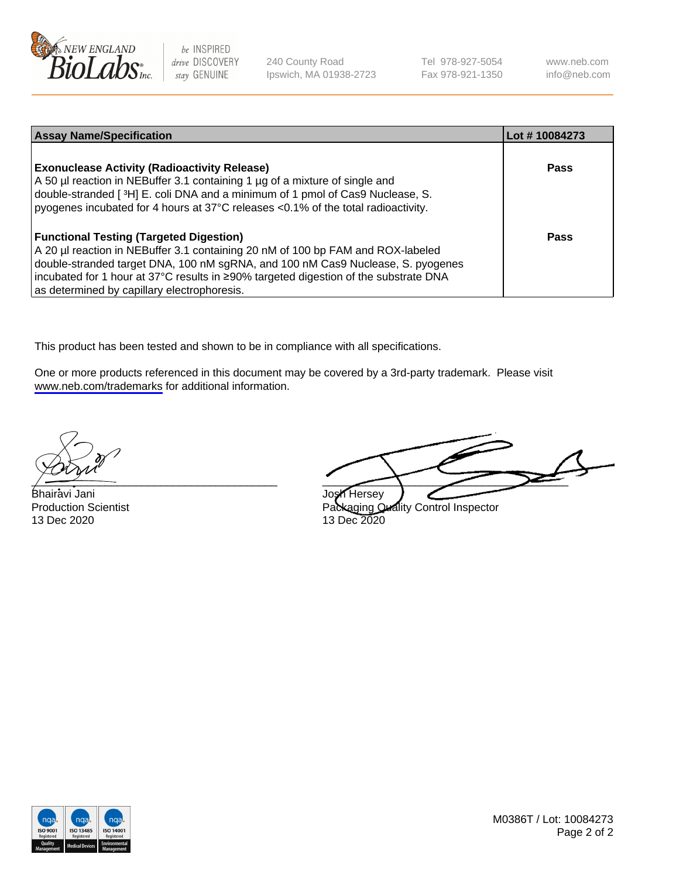NEW ENGLAND BioLabs Inc. — be INSPIRED drive DISCOVERY stay GENUINE

240 County Road
Ipswich, MA 01938-2723

Tel 978-927-5054
Fax 978-921-1350

www.neb.com
info@neb.com

| Assay Name/Specification | Lot # 10084273 |
|---|---|
| **Exonuclease Activity (Radioactivity Release)**<br>A 50 µl reaction in NEBuffer 3.1 containing 1 µg of a mixture of single and double-stranded [ $^{3}H$] E. coli DNA and a minimum of 1 pmol of Cas9 Nuclease, S. pyogenes incubated for 4 hours at 37°C releases <0.1% of the total radioactivity. | **Pass** |
| **Functional Testing (Targeted Digestion)**<br>A 20 µl reaction in NEBuffer 3.1 containing 20 nM of 100 bp FAM and ROX-labeled double-stranded target DNA, 100 nM sgRNA, and 100 nM Cas9 Nuclease, S. pyogenes incubated for 1 hour at 37°C results in ≥90% targeted digestion of the substrate DNA as determined by capillary electrophoresis. | **Pass** |

This product has been tested and shown to be in compliance with all specifications.

One or more products referenced in this document may be covered by a 3rd-party trademark. Please visit www.neb.com/trademarks for additional information.

Bhairavi Jani
Production Scientist
13 Dec 2020

Josh Hersey
Packaging Quality Control Inspector
13 Dec 2020

M0386T / Lot: 10084273